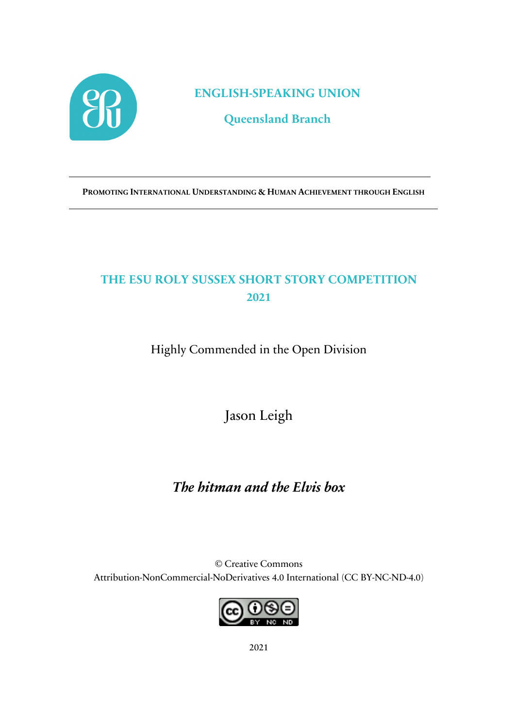**ENGLISH-SPEAKING UNION**

**Queensland Branch**

---

**PROMOTING INTERNATIONAL UNDERSTANDING & HUMAN ACHIEVEMENT THROUGH ENGLISH**

---

# THE ESU ROLY SUSSEX SHORT STORY COMPETITION 2021

Highly Commended in the Open Division

Jason Leigh

## *The hitman and the Elvis box*

© Creative Commons
Attribution-NonCommercial-NoDerivatives 4.0 International (CC BY-NC-ND-4.0)

2021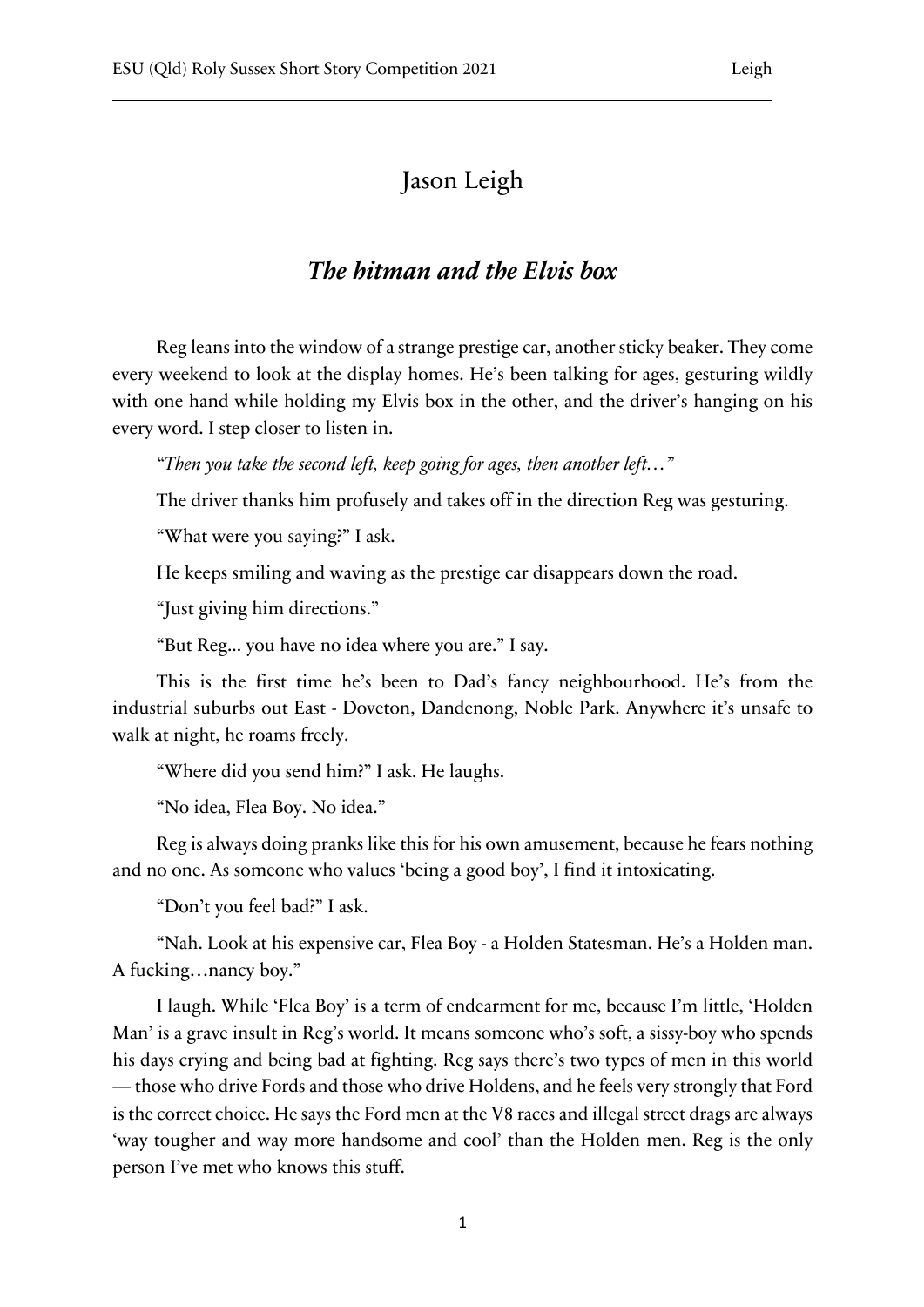# Jason Leigh

## *The hitman and the Elvis box*

Reg leans into the window of a strange prestige car, another sticky beaker. They come every weekend to look at the display homes. He's been talking for ages, gesturing wildly with one hand while holding my Elvis box in the other, and the driver's hanging on his every word. I step closer to listen in.

*"Then you take the second left, keep going for ages, then another left…"*

The driver thanks him profusely and takes off in the direction Reg was gesturing.

"What were you saying?" I ask.

He keeps smiling and waving as the prestige car disappears down the road.

"Just giving him directions."

"But Reg... you have no idea where you are." I say.

This is the first time he's been to Dad's fancy neighbourhood. He's from the industrial suburbs out East - Doveton, Dandenong, Noble Park. Anywhere it's unsafe to walk at night, he roams freely.

"Where did you send him?" I ask. He laughs.

"No idea, Flea Boy. No idea."

Reg is always doing pranks like this for his own amusement, because he fears nothing and no one. As someone who values 'being a good boy', I find it intoxicating.

"Don't you feel bad?" I ask.

"Nah. Look at his expensive car, Flea Boy - a Holden Statesman. He's a Holden man. A fucking…nancy boy."

I laugh. While 'Flea Boy' is a term of endearment for me, because I'm little, 'Holden Man' is a grave insult in Reg's world. It means someone who's soft, a sissy-boy who spends his days crying and being bad at fighting. Reg says there's two types of men in this world — those who drive Fords and those who drive Holdens, and he feels very strongly that Ford is the correct choice. He says the Ford men at the V8 races and illegal street drags are always 'way tougher and way more handsome and cool' than the Holden men. Reg is the only person I've met who knows this stuff.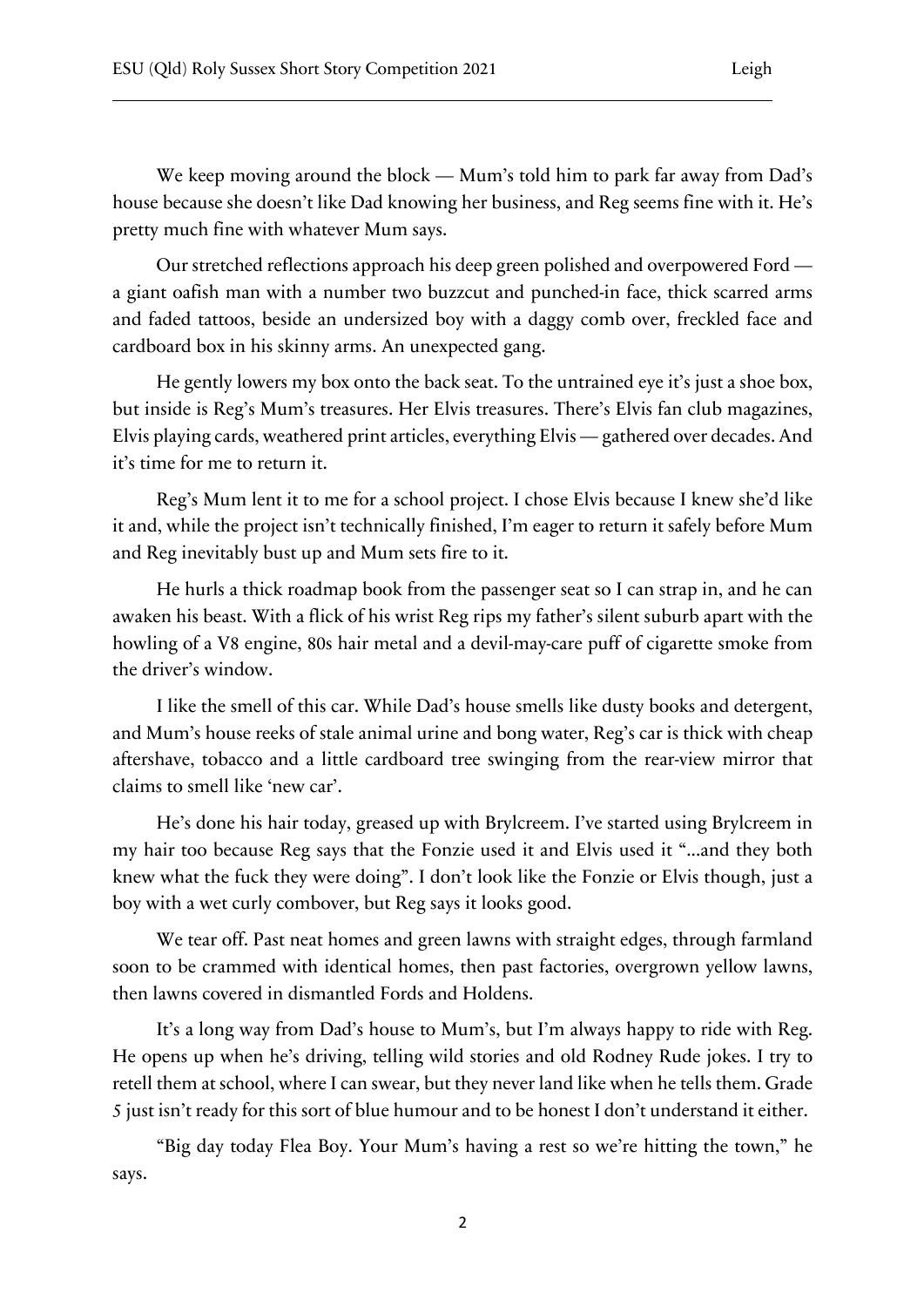We keep moving around the block — Mum's told him to park far away from Dad's house because she doesn't like Dad knowing her business, and Reg seems fine with it. He's pretty much fine with whatever Mum says.

Our stretched reflections approach his deep green polished and overpowered Ford — a giant oafish man with a number two buzzcut and punched-in face, thick scarred arms and faded tattoos, beside an undersized boy with a daggy comb over, freckled face and cardboard box in his skinny arms. An unexpected gang.

He gently lowers my box onto the back seat. To the untrained eye it's just a shoe box, but inside is Reg's Mum's treasures. Her Elvis treasures. There's Elvis fan club magazines, Elvis playing cards, weathered print articles, everything Elvis — gathered over decades. And it's time for me to return it.

Reg's Mum lent it to me for a school project. I chose Elvis because I knew she'd like it and, while the project isn't technically finished, I'm eager to return it safely before Mum and Reg inevitably bust up and Mum sets fire to it.

He hurls a thick roadmap book from the passenger seat so I can strap in, and he can awaken his beast. With a flick of his wrist Reg rips my father's silent suburb apart with the howling of a V8 engine, 80s hair metal and a devil-may-care puff of cigarette smoke from the driver's window.

I like the smell of this car. While Dad's house smells like dusty books and detergent, and Mum's house reeks of stale animal urine and bong water, Reg's car is thick with cheap aftershave, tobacco and a little cardboard tree swinging from the rear-view mirror that claims to smell like 'new car'.

He's done his hair today, greased up with Brylcreem. I've started using Brylcreem in my hair too because Reg says that the Fonzie used it and Elvis used it "...and they both knew what the fuck they were doing". I don't look like the Fonzie or Elvis though, just a boy with a wet curly combover, but Reg says it looks good.

We tear off. Past neat homes and green lawns with straight edges, through farmland soon to be crammed with identical homes, then past factories, overgrown yellow lawns, then lawns covered in dismantled Fords and Holdens.

It's a long way from Dad's house to Mum's, but I'm always happy to ride with Reg. He opens up when he's driving, telling wild stories and old Rodney Rude jokes. I try to retell them at school, where I can swear, but they never land like when he tells them. Grade 5 just isn't ready for this sort of blue humour and to be honest I don't understand it either.

"Big day today Flea Boy. Your Mum's having a rest so we're hitting the town," he says.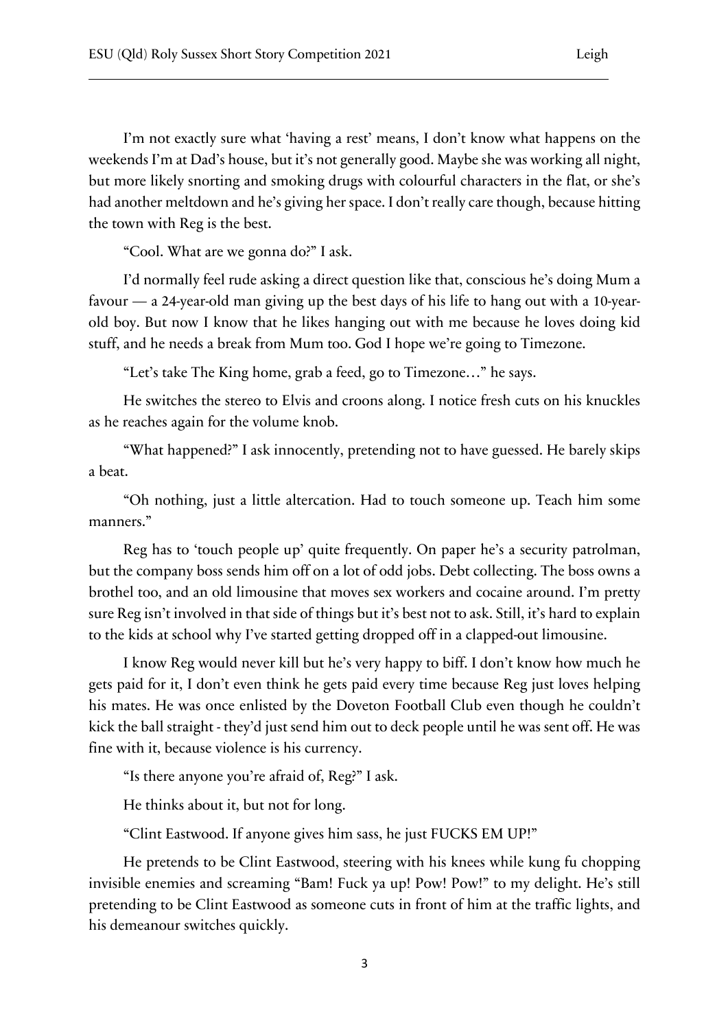I'm not exactly sure what 'having a rest' means, I don't know what happens on the weekends I'm at Dad's house, but it's not generally good. Maybe she was working all night, but more likely snorting and smoking drugs with colourful characters in the flat, or she's had another meltdown and he's giving her space. I don't really care though, because hitting the town with Reg is the best.

"Cool. What are we gonna do?" I ask.

I'd normally feel rude asking a direct question like that, conscious he's doing Mum a favour — a 24-year-old man giving up the best days of his life to hang out with a 10-year-old boy. But now I know that he likes hanging out with me because he loves doing kid stuff, and he needs a break from Mum too. God I hope we're going to Timezone.

"Let's take The King home, grab a feed, go to Timezone…" he says.

He switches the stereo to Elvis and croons along. I notice fresh cuts on his knuckles as he reaches again for the volume knob.

"What happened?" I ask innocently, pretending not to have guessed. He barely skips a beat.

"Oh nothing, just a little altercation. Had to touch someone up. Teach him some manners."

Reg has to 'touch people up' quite frequently. On paper he's a security patrolman, but the company boss sends him off on a lot of odd jobs. Debt collecting. The boss owns a brothel too, and an old limousine that moves sex workers and cocaine around. I'm pretty sure Reg isn't involved in that side of things but it's best not to ask. Still, it's hard to explain to the kids at school why I've started getting dropped off in a clapped-out limousine.

I know Reg would never kill but he's very happy to biff. I don't know how much he gets paid for it, I don't even think he gets paid every time because Reg just loves helping his mates. He was once enlisted by the Doveton Football Club even though he couldn't kick the ball straight - they'd just send him out to deck people until he was sent off. He was fine with it, because violence is his currency.

"Is there anyone you're afraid of, Reg?" I ask.

He thinks about it, but not for long.

"Clint Eastwood. If anyone gives him sass, he just FUCKS EM UP!"

He pretends to be Clint Eastwood, steering with his knees while kung fu chopping invisible enemies and screaming "Bam! Fuck ya up! Pow! Pow!" to my delight. He's still pretending to be Clint Eastwood as someone cuts in front of him at the traffic lights, and his demeanour switches quickly.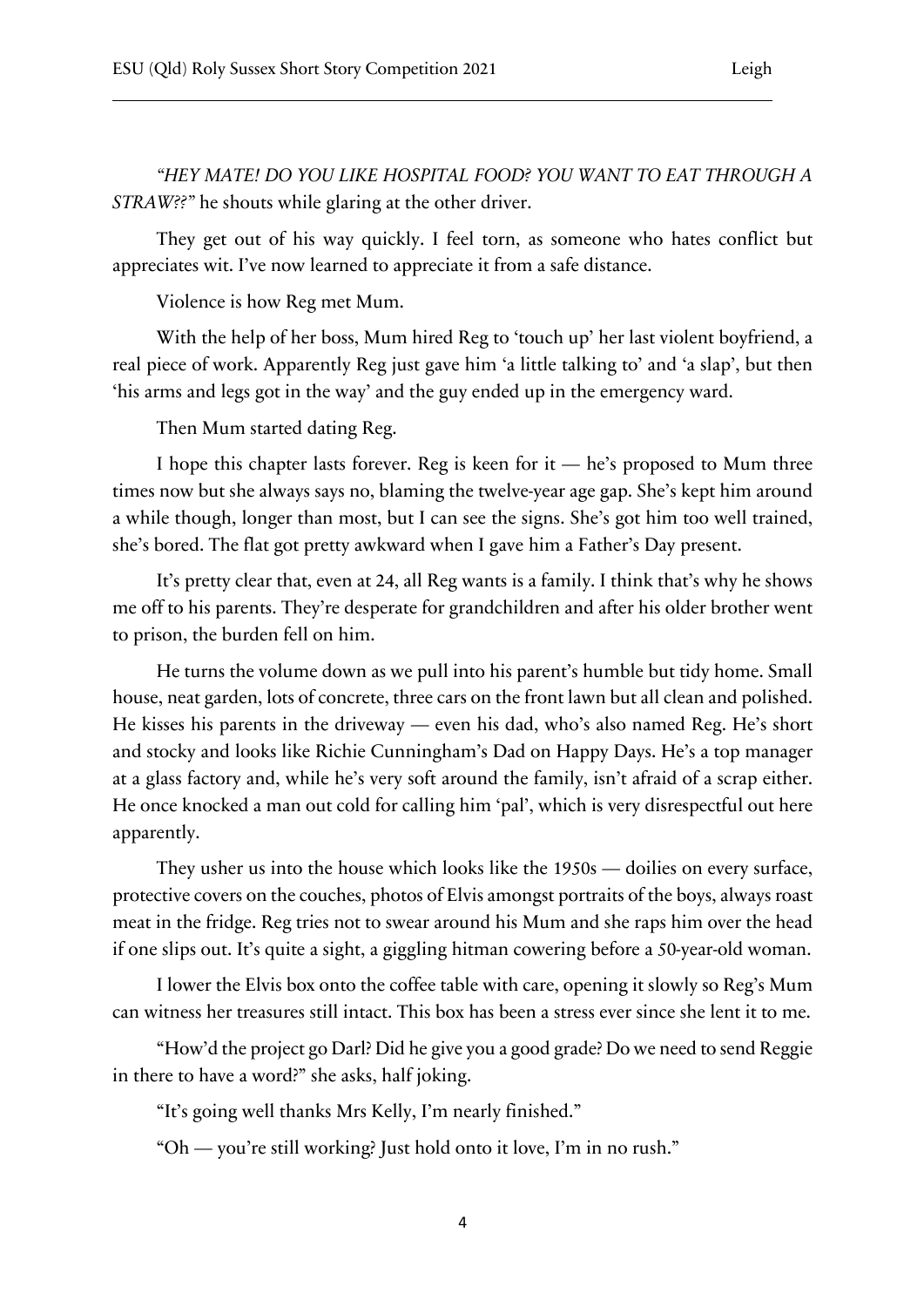*"HEY MATE! DO YOU LIKE HOSPITAL FOOD? YOU WANT TO EAT THROUGH A STRAW??"* he shouts while glaring at the other driver.

They get out of his way quickly. I feel torn, as someone who hates conflict but appreciates wit. I've now learned to appreciate it from a safe distance.

Violence is how Reg met Mum.

With the help of her boss, Mum hired Reg to 'touch up' her last violent boyfriend, a real piece of work. Apparently Reg just gave him 'a little talking to' and 'a slap', but then 'his arms and legs got in the way' and the guy ended up in the emergency ward.

Then Mum started dating Reg.

I hope this chapter lasts forever. Reg is keen for it — he's proposed to Mum three times now but she always says no, blaming the twelve-year age gap. She's kept him around a while though, longer than most, but I can see the signs. She's got him too well trained, she's bored. The flat got pretty awkward when I gave him a Father's Day present.

It's pretty clear that, even at 24, all Reg wants is a family. I think that's why he shows me off to his parents. They're desperate for grandchildren and after his older brother went to prison, the burden fell on him.

He turns the volume down as we pull into his parent's humble but tidy home. Small house, neat garden, lots of concrete, three cars on the front lawn but all clean and polished. He kisses his parents in the driveway — even his dad, who's also named Reg. He's short and stocky and looks like Richie Cunningham's Dad on Happy Days. He's a top manager at a glass factory and, while he's very soft around the family, isn't afraid of a scrap either. He once knocked a man out cold for calling him 'pal', which is very disrespectful out here apparently.

They usher us into the house which looks like the 1950s — doilies on every surface, protective covers on the couches, photos of Elvis amongst portraits of the boys, always roast meat in the fridge. Reg tries not to swear around his Mum and she raps him over the head if one slips out. It's quite a sight, a giggling hitman cowering before a 50-year-old woman.

I lower the Elvis box onto the coffee table with care, opening it slowly so Reg's Mum can witness her treasures still intact. This box has been a stress ever since she lent it to me.

"How'd the project go Darl? Did he give you a good grade? Do we need to send Reggie in there to have a word?" she asks, half joking.

"It's going well thanks Mrs Kelly, I'm nearly finished."

"Oh — you're still working? Just hold onto it love, I'm in no rush."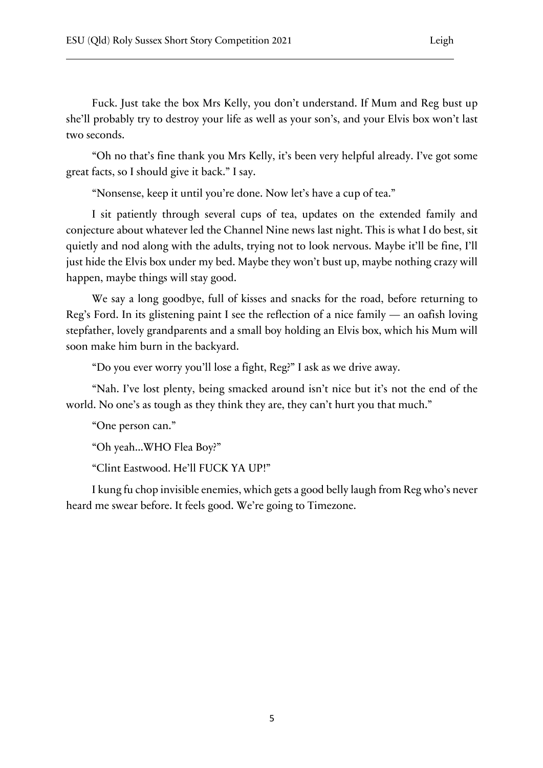Fuck. Just take the box Mrs Kelly, you don't understand. If Mum and Reg bust up she'll probably try to destroy your life as well as your son's, and your Elvis box won't last two seconds.

"Oh no that's fine thank you Mrs Kelly, it's been very helpful already. I've got some great facts, so I should give it back." I say.

"Nonsense, keep it until you're done. Now let's have a cup of tea."

I sit patiently through several cups of tea, updates on the extended family and conjecture about whatever led the Channel Nine news last night. This is what I do best, sit quietly and nod along with the adults, trying not to look nervous. Maybe it'll be fine, I'll just hide the Elvis box under my bed. Maybe they won't bust up, maybe nothing crazy will happen, maybe things will stay good.

We say a long goodbye, full of kisses and snacks for the road, before returning to Reg's Ford. In its glistening paint I see the reflection of a nice family — an oafish loving stepfather, lovely grandparents and a small boy holding an Elvis box, which his Mum will soon make him burn in the backyard.

"Do you ever worry you'll lose a fight, Reg?" I ask as we drive away.

"Nah. I've lost plenty, being smacked around isn't nice but it's not the end of the world. No one's as tough as they think they are, they can't hurt you that much."

"One person can."

"Oh yeah...WHO Flea Boy?"

"Clint Eastwood. He'll FUCK YA UP!"

I kung fu chop invisible enemies, which gets a good belly laugh from Reg who's never heard me swear before. It feels good. We're going to Timezone.